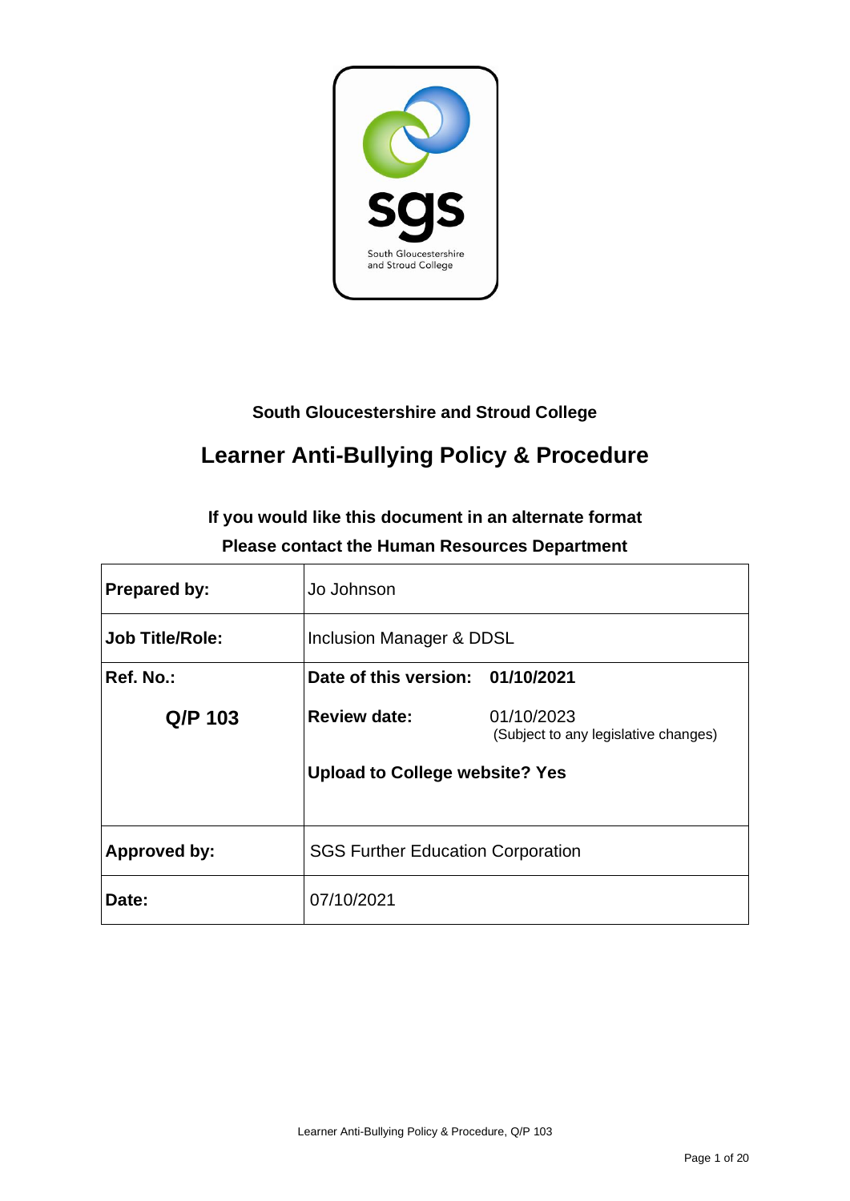**South Gloucestershire and Stroud College**

# Learner Anti-Bullying Policy & Procedure

**If you would like this document in an alternate format**
**Please contact the Human Resources Department**

| **Prepared by:** | Jo Johnson | |
|---|---|---|
| **Job Title/Role:** | Inclusion Manager & DDSL | |
| **Ref. No.:** | **Date of this version:** | **01/10/2021** |
| **Q/P 103** | **Review date:** | 01/10/2023 (Subject to any legislative changes) |
| | **Upload to College website? Yes** | |
| **Approved by:** | SGS Further Education Corporation | |
| **Date:** | 07/10/2021 | |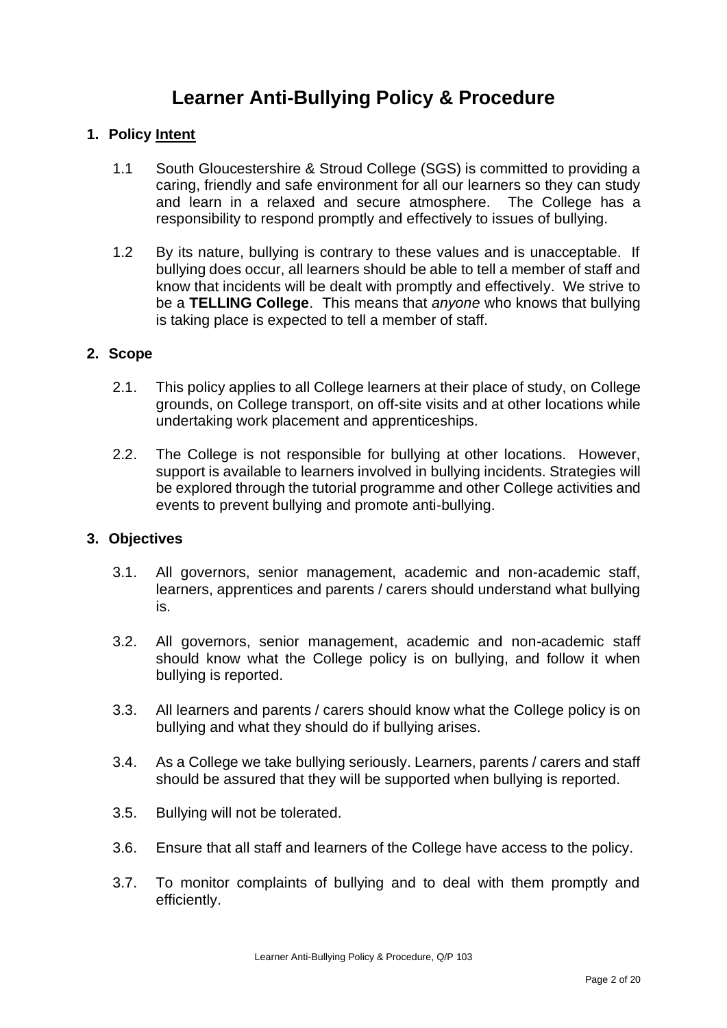# Learner Anti-Bullying Policy & Procedure

## 1. Policy Intent

1.1 South Gloucestershire & Stroud College (SGS) is committed to providing a caring, friendly and safe environment for all our learners so they can study and learn in a relaxed and secure atmosphere. The College has a responsibility to respond promptly and effectively to issues of bullying.

1.2 By its nature, bullying is contrary to these values and is unacceptable. If bullying does occur, all learners should be able to tell a member of staff and know that incidents will be dealt with promptly and effectively. We strive to be a **TELLING College**. This means that *anyone* who knows that bullying is taking place is expected to tell a member of staff.

## 2. Scope

2.1. This policy applies to all College learners at their place of study, on College grounds, on College transport, on off-site visits and at other locations while undertaking work placement and apprenticeships.

2.2. The College is not responsible for bullying at other locations. However, support is available to learners involved in bullying incidents. Strategies will be explored through the tutorial programme and other College activities and events to prevent bullying and promote anti-bullying.

## 3. Objectives

3.1. All governors, senior management, academic and non-academic staff, learners, apprentices and parents / carers should understand what bullying is.

3.2. All governors, senior management, academic and non-academic staff should know what the College policy is on bullying, and follow it when bullying is reported.

3.3. All learners and parents / carers should know what the College policy is on bullying and what they should do if bullying arises.

3.4. As a College we take bullying seriously. Learners, parents / carers and staff should be assured that they will be supported when bullying is reported.

3.5. Bullying will not be tolerated.

3.6. Ensure that all staff and learners of the College have access to the policy.

3.7. To monitor complaints of bullying and to deal with them promptly and efficiently.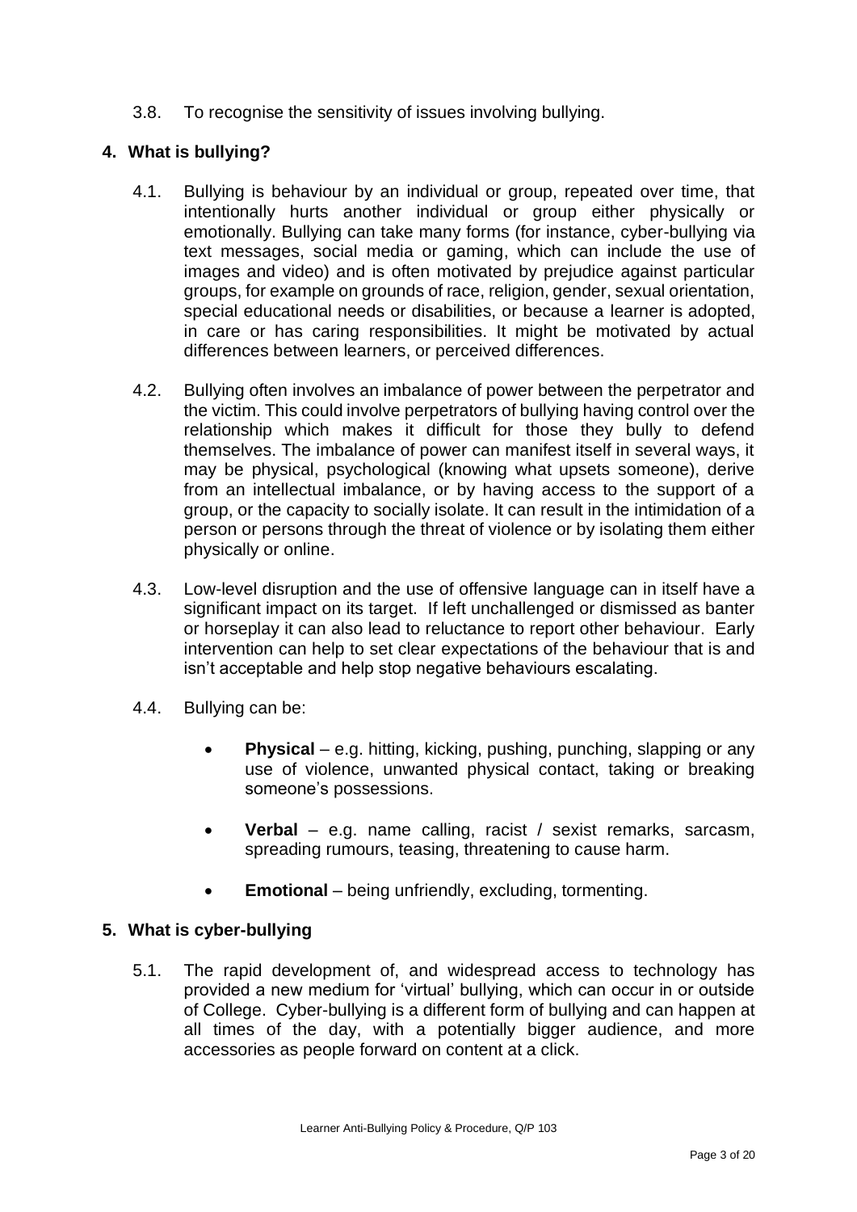3.8. To recognise the sensitivity of issues involving bullying.

## 4. What is bullying?

4.1. Bullying is behaviour by an individual or group, repeated over time, that intentionally hurts another individual or group either physically or emotionally. Bullying can take many forms (for instance, cyber-bullying via text messages, social media or gaming, which can include the use of images and video) and is often motivated by prejudice against particular groups, for example on grounds of race, religion, gender, sexual orientation, special educational needs or disabilities, or because a learner is adopted, in care or has caring responsibilities. It might be motivated by actual differences between learners, or perceived differences.

4.2. Bullying often involves an imbalance of power between the perpetrator and the victim. This could involve perpetrators of bullying having control over the relationship which makes it difficult for those they bully to defend themselves. The imbalance of power can manifest itself in several ways, it may be physical, psychological (knowing what upsets someone), derive from an intellectual imbalance, or by having access to the support of a group, or the capacity to socially isolate. It can result in the intimidation of a person or persons through the threat of violence or by isolating them either physically or online.

4.3. Low-level disruption and the use of offensive language can in itself have a significant impact on its target. If left unchallenged or dismissed as banter or horseplay it can also lead to reluctance to report other behaviour. Early intervention can help to set clear expectations of the behaviour that is and isn't acceptable and help stop negative behaviours escalating.

4.4. Bullying can be:

- **Physical** – e.g. hitting, kicking, pushing, punching, slapping or any use of violence, unwanted physical contact, taking or breaking someone's possessions.
- **Verbal** – e.g. name calling, racist / sexist remarks, sarcasm, spreading rumours, teasing, threatening to cause harm.
- **Emotional** – being unfriendly, excluding, tormenting.

## 5. What is cyber-bullying

5.1. The rapid development of, and widespread access to technology has provided a new medium for 'virtual' bullying, which can occur in or outside of College. Cyber-bullying is a different form of bullying and can happen at all times of the day, with a potentially bigger audience, and more accessories as people forward on content at a click.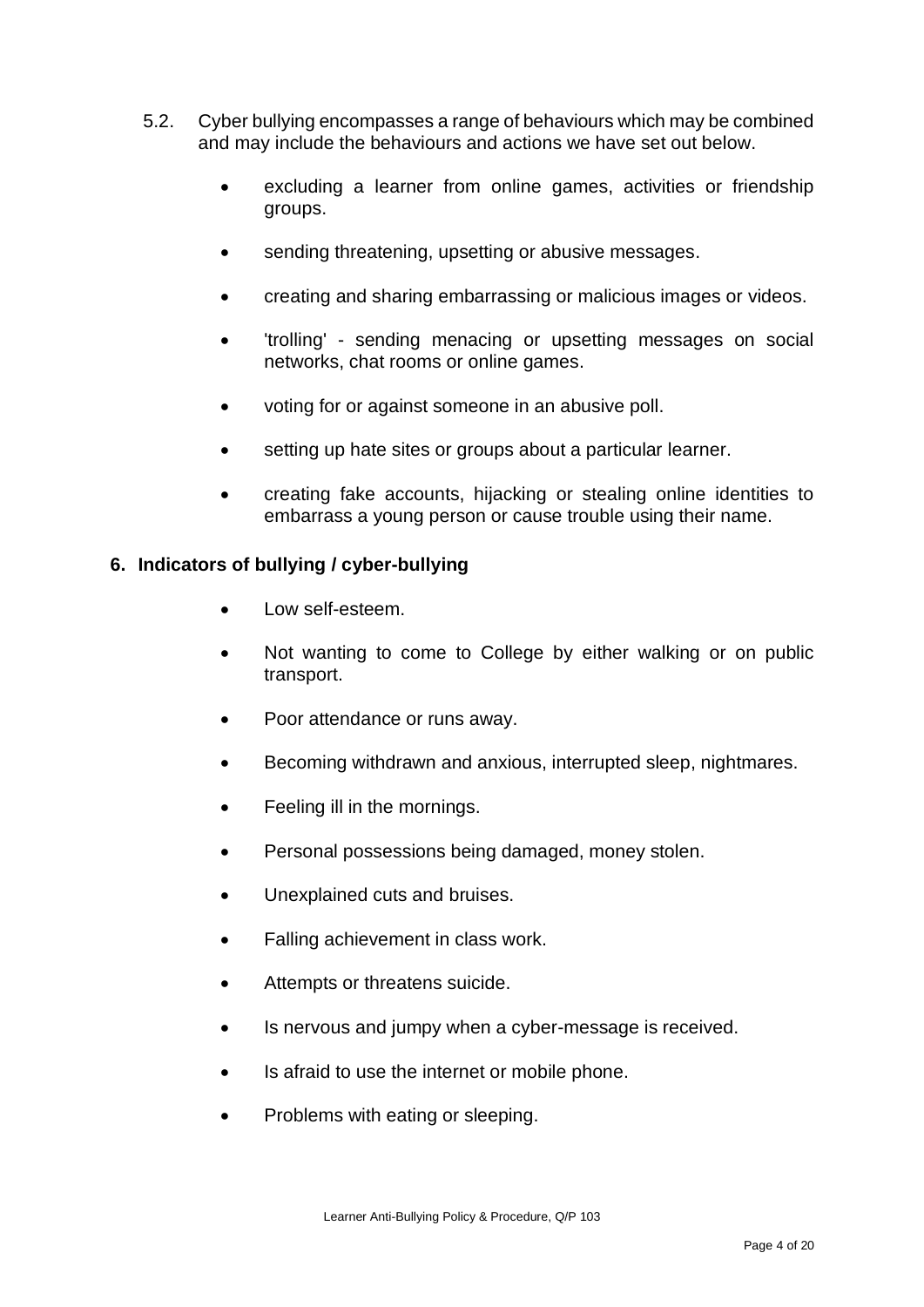5.2. Cyber bullying encompasses a range of behaviours which may be combined and may include the behaviours and actions we have set out below.

- excluding a learner from online games, activities or friendship groups.
- sending threatening, upsetting or abusive messages.
- creating and sharing embarrassing or malicious images or videos.
- 'trolling' - sending menacing or upsetting messages on social networks, chat rooms or online games.
- voting for or against someone in an abusive poll.
- setting up hate sites or groups about a particular learner.
- creating fake accounts, hijacking or stealing online identities to embarrass a young person or cause trouble using their name.

## 6. Indicators of bullying / cyber-bullying

- Low self-esteem.
- Not wanting to come to College by either walking or on public transport.
- Poor attendance or runs away.
- Becoming withdrawn and anxious, interrupted sleep, nightmares.
- Feeling ill in the mornings.
- Personal possessions being damaged, money stolen.
- Unexplained cuts and bruises.
- Falling achievement in class work.
- Attempts or threatens suicide.
- Is nervous and jumpy when a cyber-message is received.
- Is afraid to use the internet or mobile phone.
- Problems with eating or sleeping.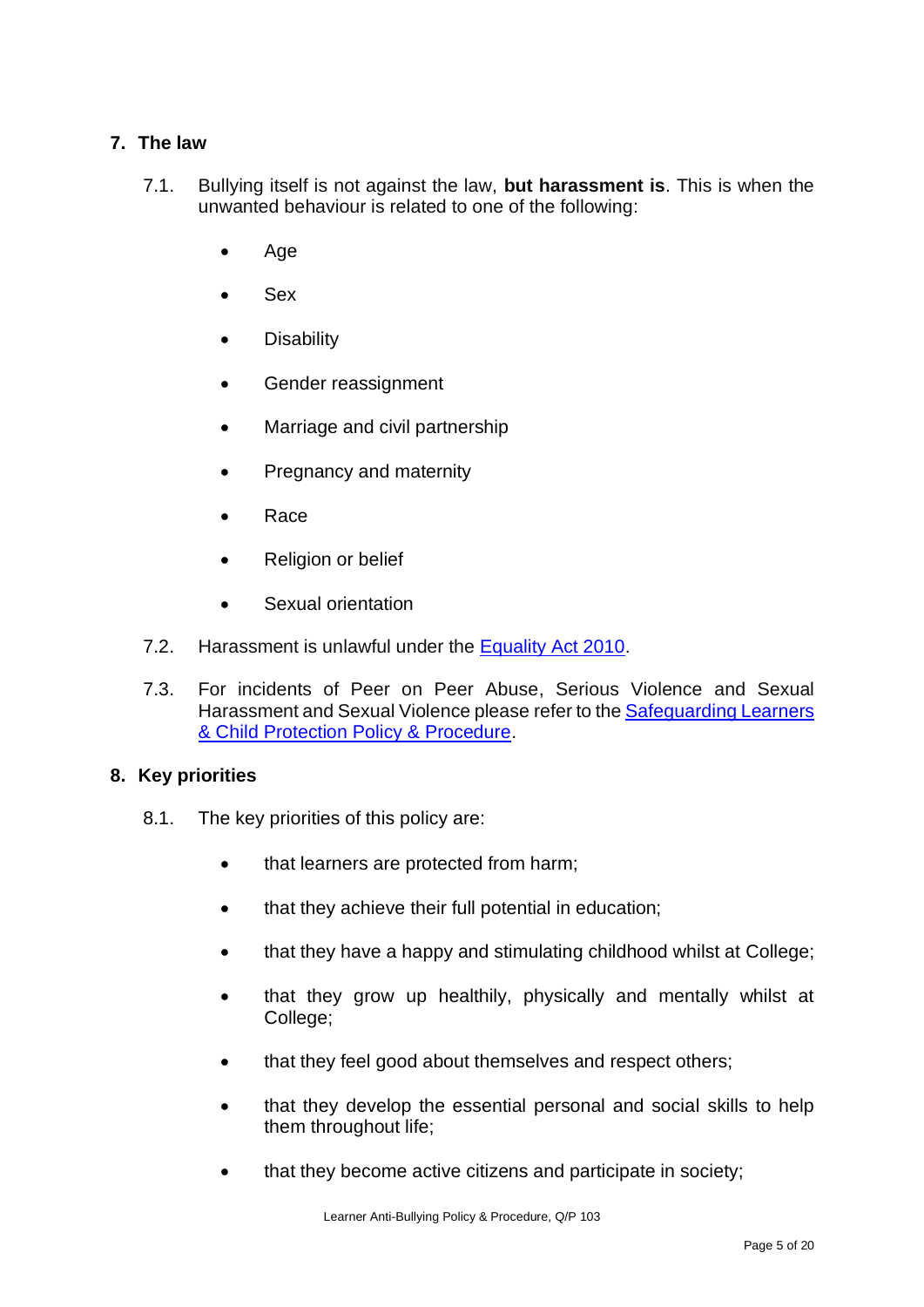## 7. The law

7.1. Bullying itself is not against the law, **but harassment is**. This is when the unwanted behaviour is related to one of the following:

- Age
- Sex
- Disability
- Gender reassignment
- Marriage and civil partnership
- Pregnancy and maternity
- Race
- Religion or belief
- Sexual orientation

7.2. Harassment is unlawful under the Equality Act 2010.

7.3. For incidents of Peer on Peer Abuse, Serious Violence and Sexual Harassment and Sexual Violence please refer to the Safeguarding Learners & Child Protection Policy & Procedure.

## 8. Key priorities

8.1. The key priorities of this policy are:

- that learners are protected from harm;
- that they achieve their full potential in education;
- that they have a happy and stimulating childhood whilst at College;
- that they grow up healthily, physically and mentally whilst at College;
- that they feel good about themselves and respect others;
- that they develop the essential personal and social skills to help them throughout life;
- that they become active citizens and participate in society;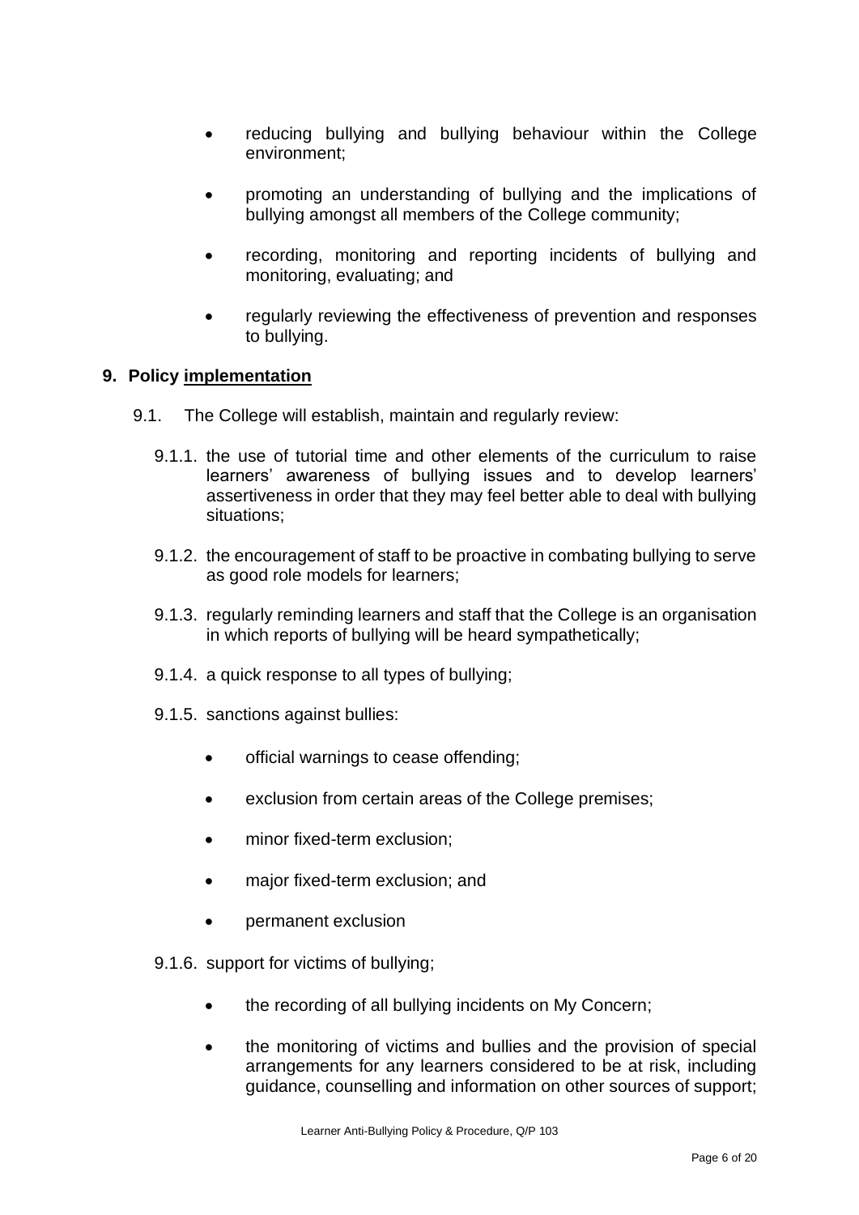- reducing bullying and bullying behaviour within the College environment;
- promoting an understanding of bullying and the implications of bullying amongst all members of the College community;
- recording, monitoring and reporting incidents of bullying and monitoring, evaluating; and
- regularly reviewing the effectiveness of prevention and responses to bullying.

## 9. Policy implementation

9.1. The College will establish, maintain and regularly review:

9.1.1. the use of tutorial time and other elements of the curriculum to raise learners' awareness of bullying issues and to develop learners' assertiveness in order that they may feel better able to deal with bullying situations;

9.1.2. the encouragement of staff to be proactive in combating bullying to serve as good role models for learners;

9.1.3. regularly reminding learners and staff that the College is an organisation in which reports of bullying will be heard sympathetically;

9.1.4. a quick response to all types of bullying;

9.1.5. sanctions against bullies:

- official warnings to cease offending;
- exclusion from certain areas of the College premises;
- minor fixed-term exclusion;
- major fixed-term exclusion; and
- permanent exclusion

9.1.6. support for victims of bullying;

- the recording of all bullying incidents on My Concern;
- the monitoring of victims and bullies and the provision of special arrangements for any learners considered to be at risk, including guidance, counselling and information on other sources of support;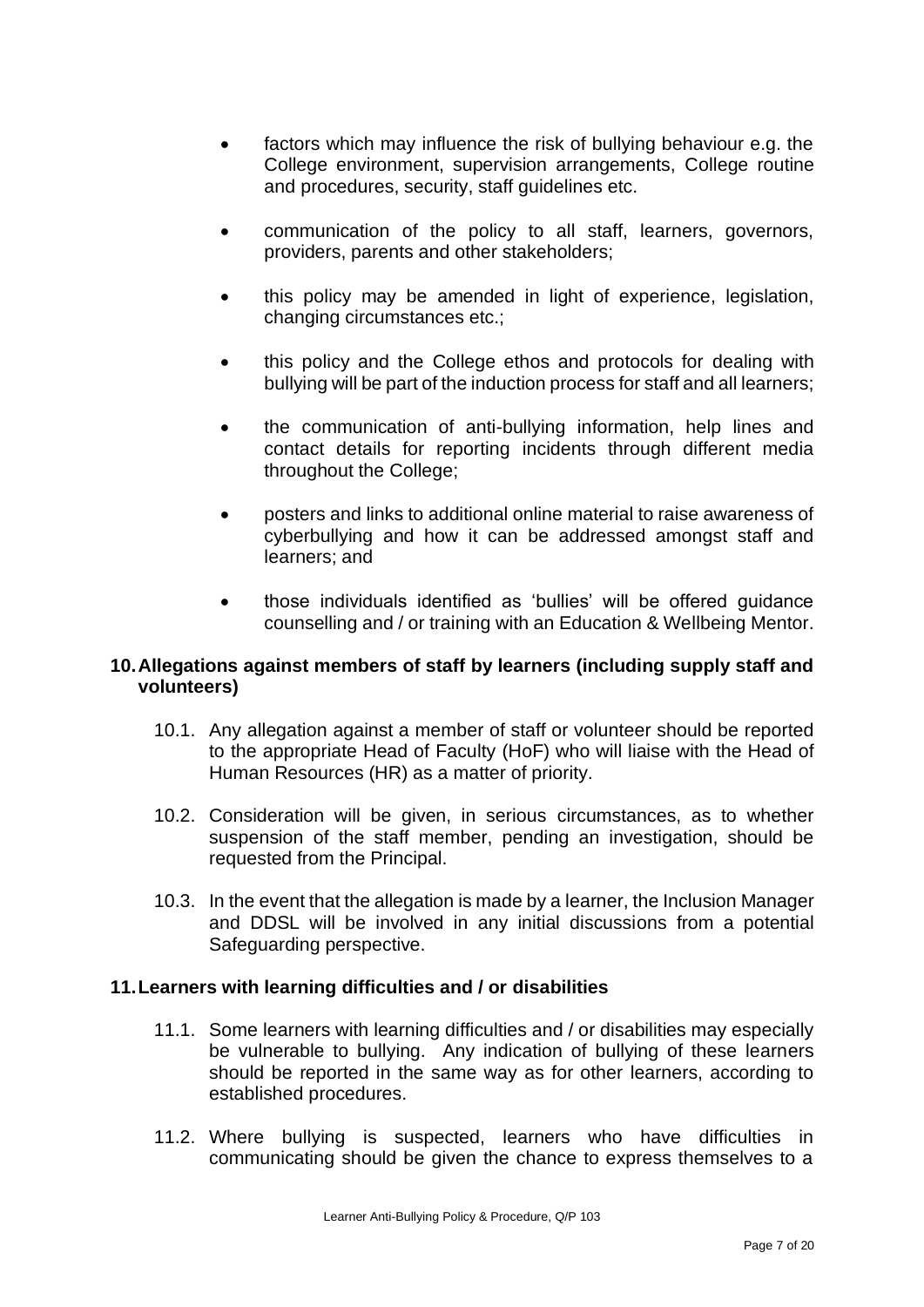- factors which may influence the risk of bullying behaviour e.g. the College environment, supervision arrangements, College routine and procedures, security, staff guidelines etc.

- communication of the policy to all staff, learners, governors, providers, parents and other stakeholders;

- this policy may be amended in light of experience, legislation, changing circumstances etc.;

- this policy and the College ethos and protocols for dealing with bullying will be part of the induction process for staff and all learners;

- the communication of anti-bullying information, help lines and contact details for reporting incidents through different media throughout the College;

- posters and links to additional online material to raise awareness of cyberbullying and how it can be addressed amongst staff and learners; and

- those individuals identified as 'bullies' will be offered guidance counselling and / or training with an Education & Wellbeing Mentor.

## 10. Allegations against members of staff by learners (including supply staff and volunteers)

10.1. Any allegation against a member of staff or volunteer should be reported to the appropriate Head of Faculty (HoF) who will liaise with the Head of Human Resources (HR) as a matter of priority.

10.2. Consideration will be given, in serious circumstances, as to whether suspension of the staff member, pending an investigation, should be requested from the Principal.

10.3. In the event that the allegation is made by a learner, the Inclusion Manager and DDSL will be involved in any initial discussions from a potential Safeguarding perspective.

## 11. Learners with learning difficulties and / or disabilities

11.1. Some learners with learning difficulties and / or disabilities may especially be vulnerable to bullying. Any indication of bullying of these learners should be reported in the same way as for other learners, according to established procedures.

11.2. Where bullying is suspected, learners who have difficulties in communicating should be given the chance to express themselves to a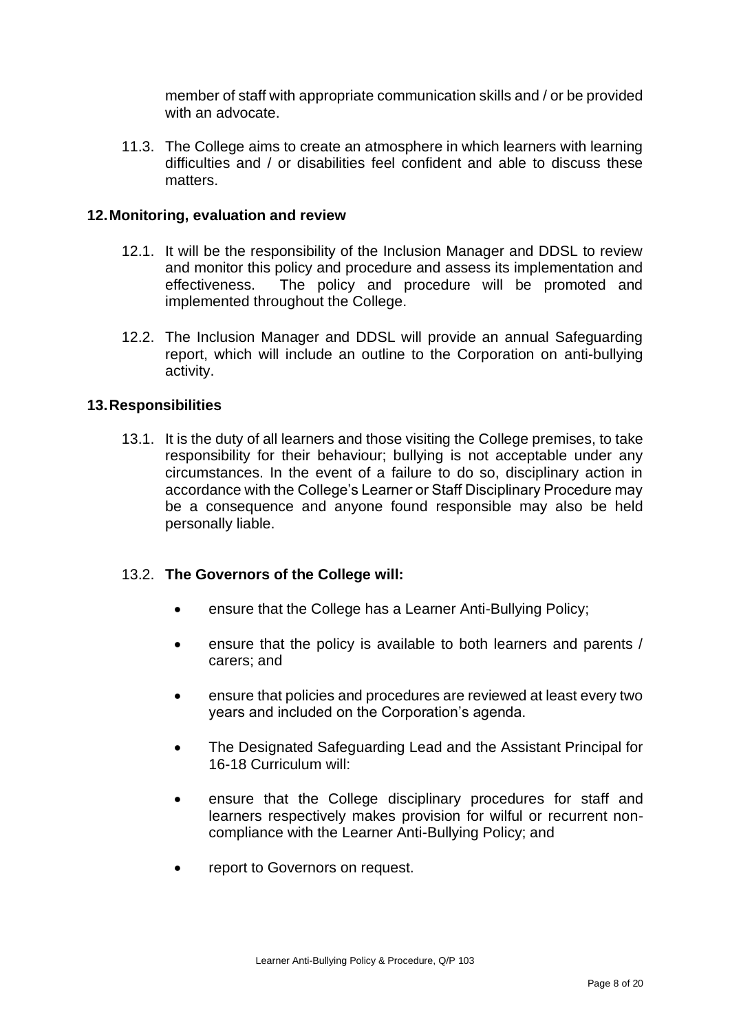member of staff with appropriate communication skills and / or be provided with an advocate.

11.3. The College aims to create an atmosphere in which learners with learning difficulties and / or disabilities feel confident and able to discuss these matters.

## 12. Monitoring, evaluation and review

12.1. It will be the responsibility of the Inclusion Manager and DDSL to review and monitor this policy and procedure and assess its implementation and effectiveness. The policy and procedure will be promoted and implemented throughout the College.

12.2. The Inclusion Manager and DDSL will provide an annual Safeguarding report, which will include an outline to the Corporation on anti-bullying activity.

## 13. Responsibilities

13.1. It is the duty of all learners and those visiting the College premises, to take responsibility for their behaviour; bullying is not acceptable under any circumstances. In the event of a failure to do so, disciplinary action in accordance with the College's Learner or Staff Disciplinary Procedure may be a consequence and anyone found responsible may also be held personally liable.

13.2. **The Governors of the College will:**

- ensure that the College has a Learner Anti-Bullying Policy;
- ensure that the policy is available to both learners and parents / carers; and
- ensure that policies and procedures are reviewed at least every two years and included on the Corporation's agenda.
- The Designated Safeguarding Lead and the Assistant Principal for 16-18 Curriculum will:
- ensure that the College disciplinary procedures for staff and learners respectively makes provision for wilful or recurrent non-compliance with the Learner Anti-Bullying Policy; and
- report to Governors on request.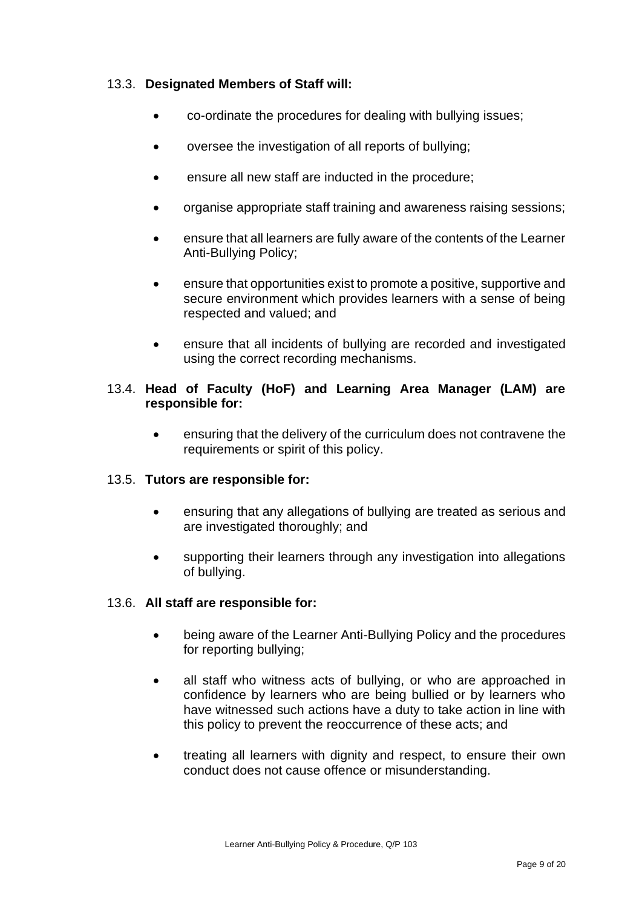13.3. **Designated Members of Staff will:**

- co-ordinate the procedures for dealing with bullying issues;
- oversee the investigation of all reports of bullying;
- ensure all new staff are inducted in the procedure;
- organise appropriate staff training and awareness raising sessions;
- ensure that all learners are fully aware of the contents of the Learner Anti-Bullying Policy;
- ensure that opportunities exist to promote a positive, supportive and secure environment which provides learners with a sense of being respected and valued; and
- ensure that all incidents of bullying are recorded and investigated using the correct recording mechanisms.

13.4. **Head of Faculty (HoF) and Learning Area Manager (LAM) are responsible for:**

- ensuring that the delivery of the curriculum does not contravene the requirements or spirit of this policy.

13.5. **Tutors are responsible for:**

- ensuring that any allegations of bullying are treated as serious and are investigated thoroughly; and
- supporting their learners through any investigation into allegations of bullying.

13.6. **All staff are responsible for:**

- being aware of the Learner Anti-Bullying Policy and the procedures for reporting bullying;
- all staff who witness acts of bullying, or who are approached in confidence by learners who are being bullied or by learners who have witnessed such actions have a duty to take action in line with this policy to prevent the reoccurrence of these acts; and
- treating all learners with dignity and respect, to ensure their own conduct does not cause offence or misunderstanding.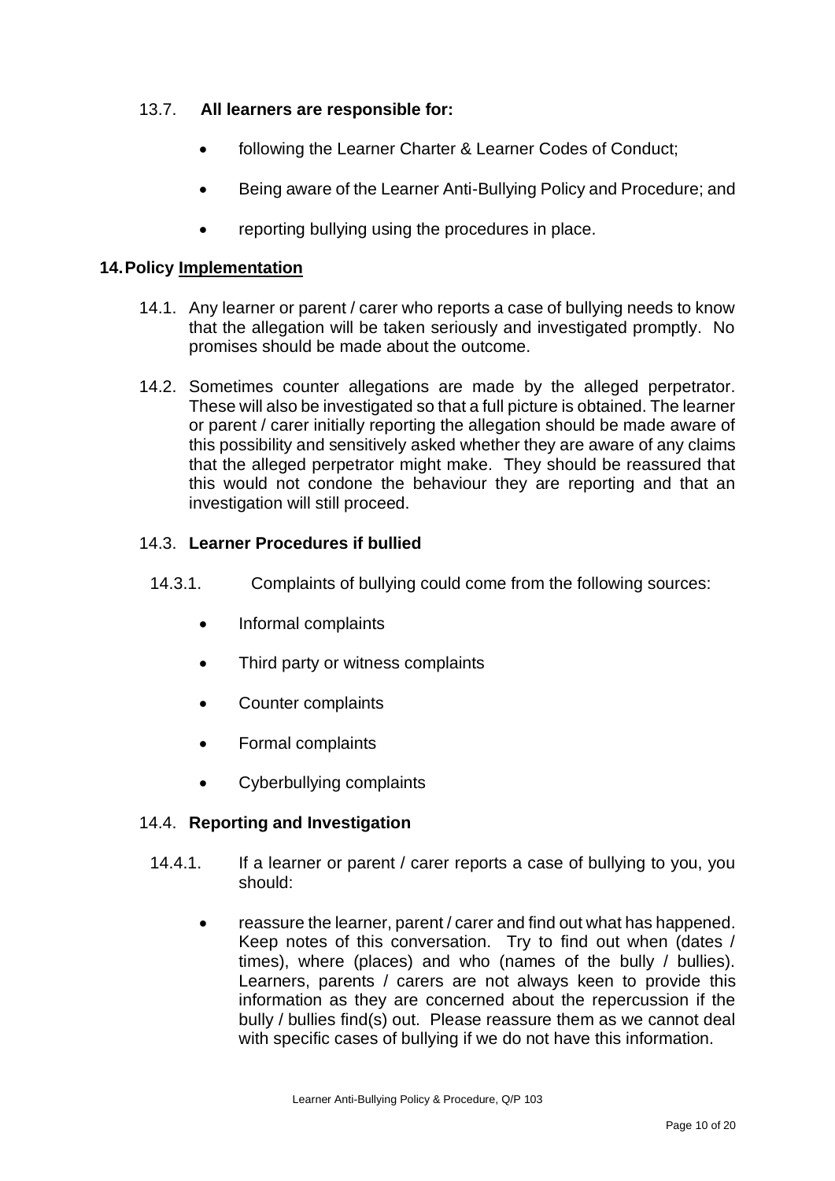13.7. **All learners are responsible for:**

- following the Learner Charter & Learner Codes of Conduct;
- Being aware of the Learner Anti-Bullying Policy and Procedure; and
- reporting bullying using the procedures in place.

## 14. Policy Implementation

14.1. Any learner or parent / carer who reports a case of bullying needs to know that the allegation will be taken seriously and investigated promptly. No promises should be made about the outcome.

14.2. Sometimes counter allegations are made by the alleged perpetrator. These will also be investigated so that a full picture is obtained. The learner or parent / carer initially reporting the allegation should be made aware of this possibility and sensitively asked whether they are aware of any claims that the alleged perpetrator might make. They should be reassured that this would not condone the behaviour they are reporting and that an investigation will still proceed.

14.3. **Learner Procedures if bullied**

14.3.1. Complaints of bullying could come from the following sources:

- Informal complaints
- Third party or witness complaints
- Counter complaints
- Formal complaints
- Cyberbullying complaints

14.4. **Reporting and Investigation**

14.4.1. If a learner or parent / carer reports a case of bullying to you, you should:

- reassure the learner, parent / carer and find out what has happened. Keep notes of this conversation. Try to find out when (dates / times), where (places) and who (names of the bully / bullies). Learners, parents / carers are not always keen to provide this information as they are concerned about the repercussion if the bully / bullies find(s) out. Please reassure them as we cannot deal with specific cases of bullying if we do not have this information.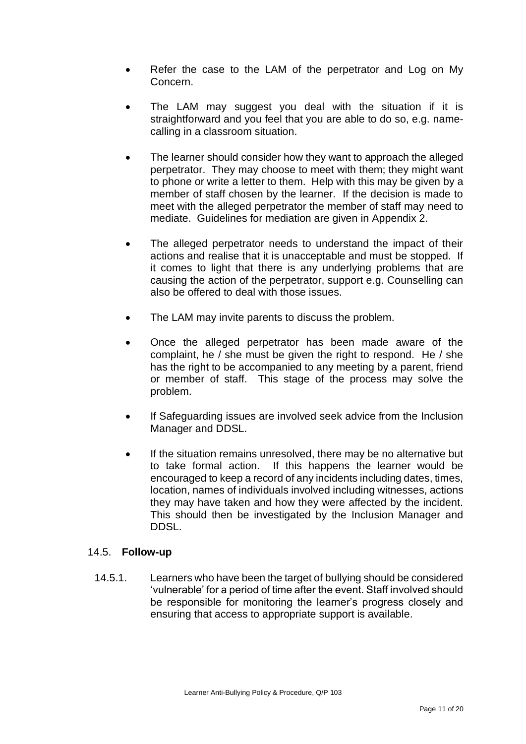- Refer the case to the LAM of the perpetrator and Log on My Concern.

- The LAM may suggest you deal with the situation if it is straightforward and you feel that you are able to do so, e.g. name-calling in a classroom situation.

- The learner should consider how they want to approach the alleged perpetrator. They may choose to meet with them; they might want to phone or write a letter to them. Help with this may be given by a member of staff chosen by the learner. If the decision is made to meet with the alleged perpetrator the member of staff may need to mediate. Guidelines for mediation are given in Appendix 2.

- The alleged perpetrator needs to understand the impact of their actions and realise that it is unacceptable and must be stopped. If it comes to light that there is any underlying problems that are causing the action of the perpetrator, support e.g. Counselling can also be offered to deal with those issues.

- The LAM may invite parents to discuss the problem.

- Once the alleged perpetrator has been made aware of the complaint, he / she must be given the right to respond. He / she has the right to be accompanied to any meeting by a parent, friend or member of staff. This stage of the process may solve the problem.

- If Safeguarding issues are involved seek advice from the Inclusion Manager and DDSL.

- If the situation remains unresolved, there may be no alternative but to take formal action. If this happens the learner would be encouraged to keep a record of any incidents including dates, times, location, names of individuals involved including witnesses, actions they may have taken and how they were affected by the incident. This should then be investigated by the Inclusion Manager and DDSL.

### 14.5. **Follow-up**

14.5.1. Learners who have been the target of bullying should be considered 'vulnerable' for a period of time after the event. Staff involved should be responsible for monitoring the learner's progress closely and ensuring that access to appropriate support is available.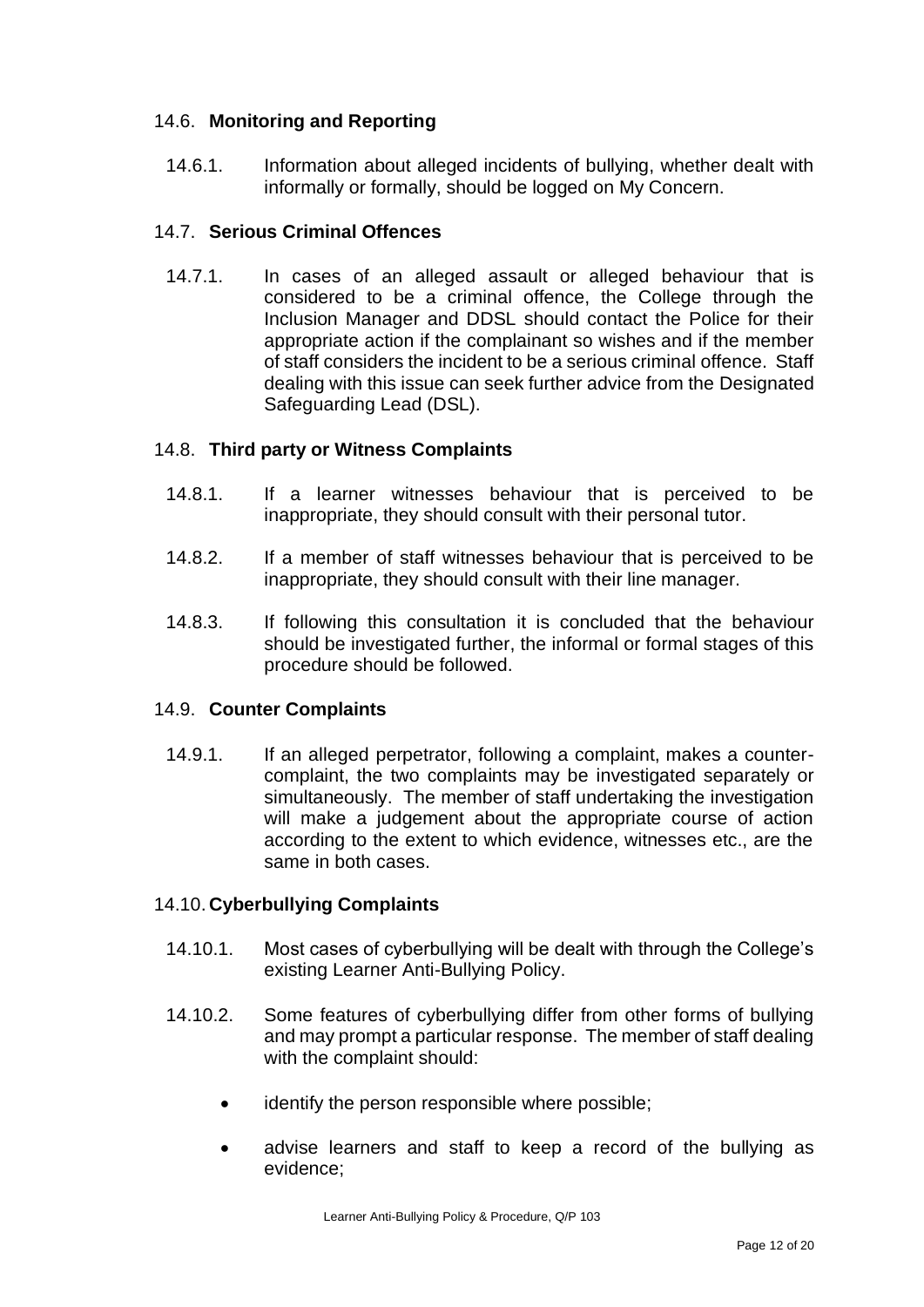### 14.6. **Monitoring and Reporting**

14.6.1. Information about alleged incidents of bullying, whether dealt with informally or formally, should be logged on My Concern.

### 14.7. **Serious Criminal Offences**

14.7.1. In cases of an alleged assault or alleged behaviour that is considered to be a criminal offence, the College through the Inclusion Manager and DDSL should contact the Police for their appropriate action if the complainant so wishes and if the member of staff considers the incident to be a serious criminal offence. Staff dealing with this issue can seek further advice from the Designated Safeguarding Lead (DSL).

### 14.8. **Third party or Witness Complaints**

14.8.1. If a learner witnesses behaviour that is perceived to be inappropriate, they should consult with their personal tutor.

14.8.2. If a member of staff witnesses behaviour that is perceived to be inappropriate, they should consult with their line manager.

14.8.3. If following this consultation it is concluded that the behaviour should be investigated further, the informal or formal stages of this procedure should be followed.

### 14.9. **Counter Complaints**

14.9.1. If an alleged perpetrator, following a complaint, makes a counter-complaint, the two complaints may be investigated separately or simultaneously. The member of staff undertaking the investigation will make a judgement about the appropriate course of action according to the extent to which evidence, witnesses etc., are the same in both cases.

### 14.10. **Cyberbullying Complaints**

14.10.1. Most cases of cyberbullying will be dealt with through the College's existing Learner Anti-Bullying Policy.

14.10.2. Some features of cyberbullying differ from other forms of bullying and may prompt a particular response. The member of staff dealing with the complaint should:

- identify the person responsible where possible;
- advise learners and staff to keep a record of the bullying as evidence;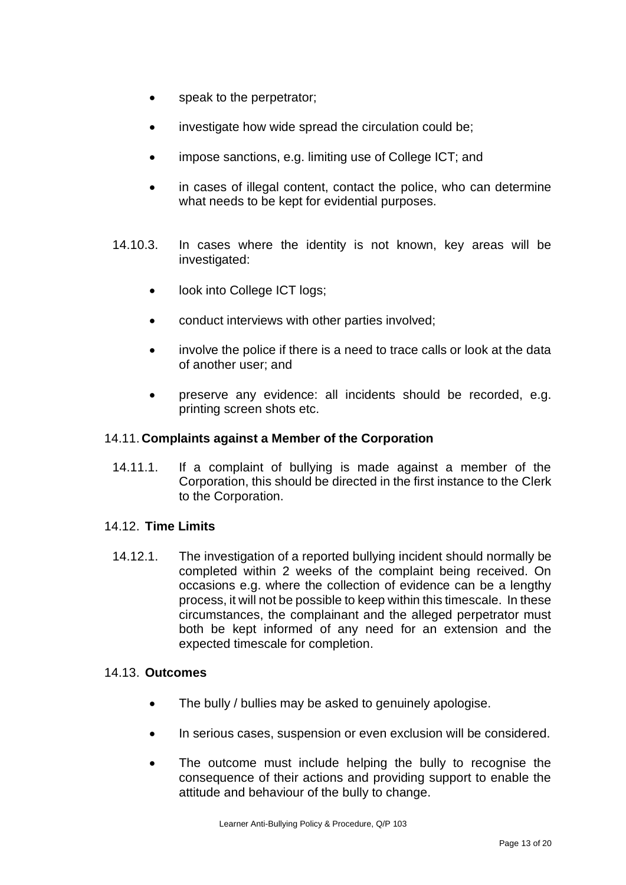- speak to the perpetrator;
- investigate how wide spread the circulation could be;
- impose sanctions, e.g. limiting use of College ICT; and
- in cases of illegal content, contact the police, who can determine what needs to be kept for evidential purposes.

14.10.3. In cases where the identity is not known, key areas will be investigated:

- look into College ICT logs;
- conduct interviews with other parties involved;
- involve the police if there is a need to trace calls or look at the data of another user; and
- preserve any evidence: all incidents should be recorded, e.g. printing screen shots etc.

### 14.11. Complaints against a Member of the Corporation

14.11.1. If a complaint of bullying is made against a member of the Corporation, this should be directed in the first instance to the Clerk to the Corporation.

### 14.12. Time Limits

14.12.1. The investigation of a reported bullying incident should normally be completed within 2 weeks of the complaint being received. On occasions e.g. where the collection of evidence can be a lengthy process, it will not be possible to keep within this timescale. In these circumstances, the complainant and the alleged perpetrator must both be kept informed of any need for an extension and the expected timescale for completion.

### 14.13. Outcomes

- The bully / bullies may be asked to genuinely apologise.
- In serious cases, suspension or even exclusion will be considered.
- The outcome must include helping the bully to recognise the consequence of their actions and providing support to enable the attitude and behaviour of the bully to change.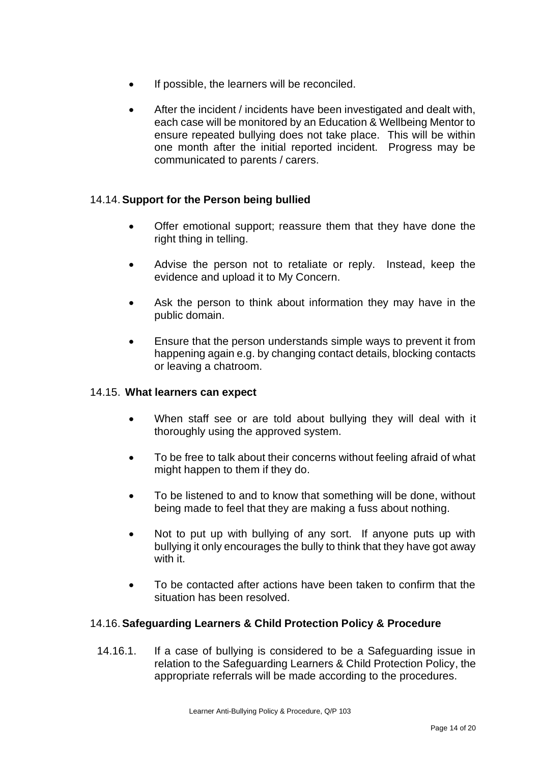- If possible, the learners will be reconciled.

- After the incident / incidents have been investigated and dealt with, each case will be monitored by an Education & Wellbeing Mentor to ensure repeated bullying does not take place. This will be within one month after the initial reported incident. Progress may be communicated to parents / carers.

### 14.14. Support for the Person being bullied

- Offer emotional support; reassure them that they have done the right thing in telling.

- Advise the person not to retaliate or reply. Instead, keep the evidence and upload it to My Concern.

- Ask the person to think about information they may have in the public domain.

- Ensure that the person understands simple ways to prevent it from happening again e.g. by changing contact details, blocking contacts or leaving a chatroom.

### 14.15. What learners can expect

- When staff see or are told about bullying they will deal with it thoroughly using the approved system.

- To be free to talk about their concerns without feeling afraid of what might happen to them if they do.

- To be listened to and to know that something will be done, without being made to feel that they are making a fuss about nothing.

- Not to put up with bullying of any sort. If anyone puts up with bullying it only encourages the bully to think that they have got away with it.

- To be contacted after actions have been taken to confirm that the situation has been resolved.

### 14.16. Safeguarding Learners & Child Protection Policy & Procedure

14.16.1. If a case of bullying is considered to be a Safeguarding issue in relation to the Safeguarding Learners & Child Protection Policy, the appropriate referrals will be made according to the procedures.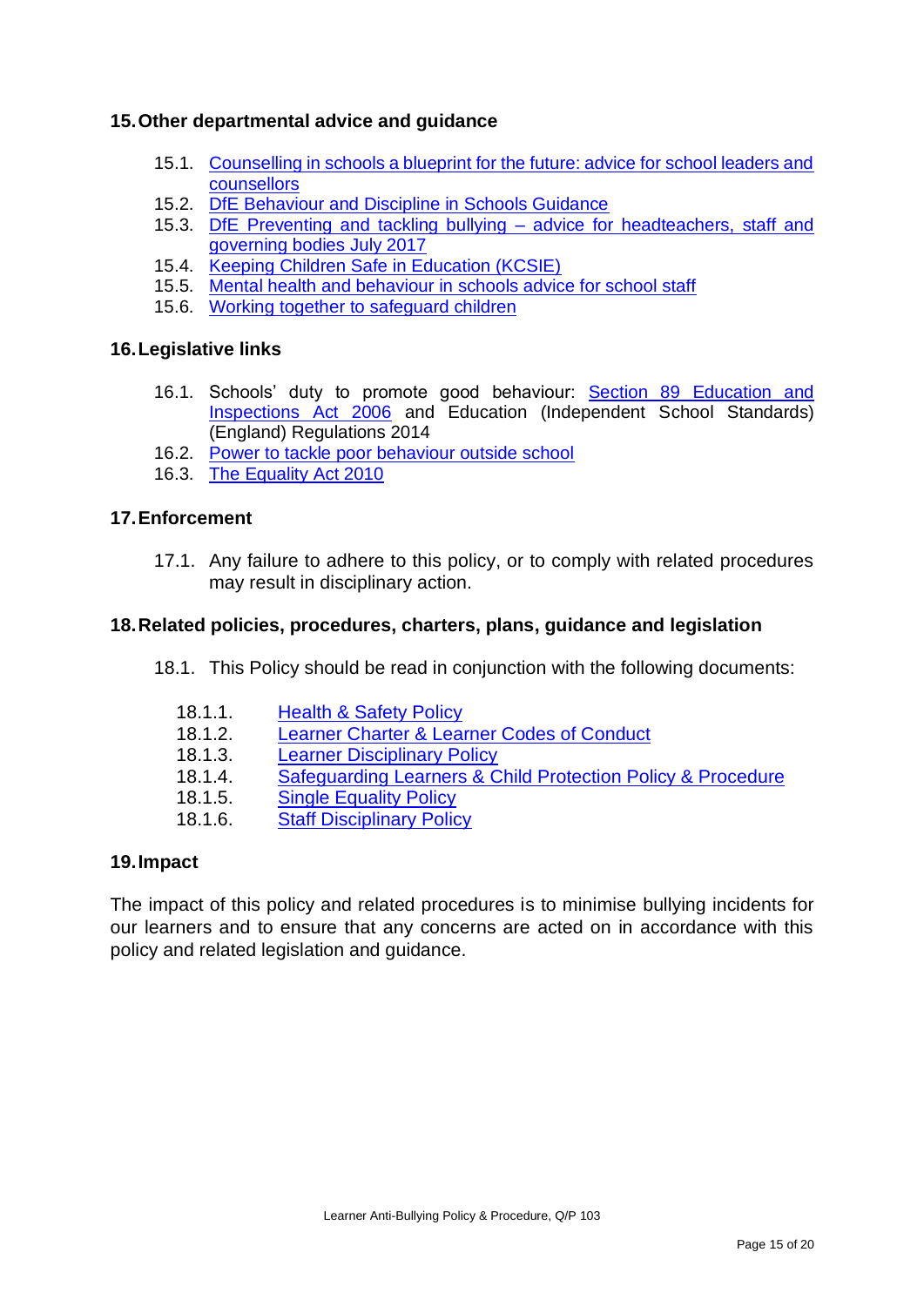## 15. Other departmental advice and guidance

- 15.1. Counselling in schools a blueprint for the future: advice for school leaders and counsellors
- 15.2. DfE Behaviour and Discipline in Schools Guidance
- 15.3. DfE Preventing and tackling bullying – advice for headteachers, staff and governing bodies July 2017
- 15.4. Keeping Children Safe in Education (KCSIE)
- 15.5. Mental health and behaviour in schools advice for school staff
- 15.6. Working together to safeguard children

## 16. Legislative links

- 16.1. Schools' duty to promote good behaviour: Section 89 Education and Inspections Act 2006 and Education (Independent School Standards) (England) Regulations 2014
- 16.2. Power to tackle poor behaviour outside school
- 16.3. The Equality Act 2010

## 17. Enforcement

- 17.1. Any failure to adhere to this policy, or to comply with related procedures may result in disciplinary action.

## 18. Related policies, procedures, charters, plans, guidance and legislation

- 18.1. This Policy should be read in conjunction with the following documents:
  - 18.1.1. Health & Safety Policy
  - 18.1.2. Learner Charter & Learner Codes of Conduct
  - 18.1.3. Learner Disciplinary Policy
  - 18.1.4. Safeguarding Learners & Child Protection Policy & Procedure
  - 18.1.5. Single Equality Policy
  - 18.1.6. Staff Disciplinary Policy

## 19. Impact

The impact of this policy and related procedures is to minimise bullying incidents for our learners and to ensure that any concerns are acted on in accordance with this policy and related legislation and guidance.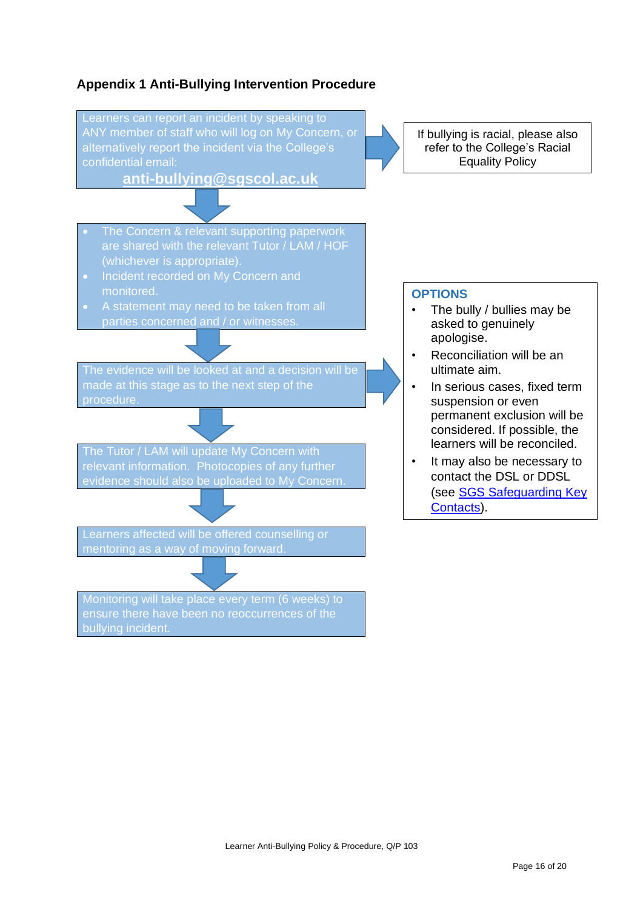## Appendix 1 Anti-Bullying Intervention Procedure

Learners can report an incident by speaking to ANY member of staff who will log on My Concern, or alternatively report the incident via the College's confidential email:

**anti-bullying@sgscol.ac.uk**

If bullying is racial, please also refer to the College's Racial Equality Policy

- The Concern & relevant supporting paperwork are shared with the relevant Tutor / LAM / HOF (whichever is appropriate).
- Incident recorded on My Concern and monitored.
- A statement may need to be taken from all parties concerned and / or witnesses.

The evidence will be looked at and a decision will be made at this stage as to the next step of the procedure.

**OPTIONS**

- The bully / bullies may be asked to genuinely apologise.
- Reconciliation will be an ultimate aim.
- In serious cases, fixed term suspension or even permanent exclusion will be considered. If possible, the learners will be reconciled.
- It may also be necessary to contact the DSL or DDSL (see SGS Safeguarding Key Contacts).

The Tutor / LAM will update My Concern with relevant information. Photocopies of any further evidence should also be uploaded to My Concern.

Learners affected will be offered counselling or mentoring as a way of moving forward.

Monitoring will take place every term (6 weeks) to ensure there have been no reoccurrences of the bullying incident.

Learner Anti-Bullying Policy & Procedure, Q/P 103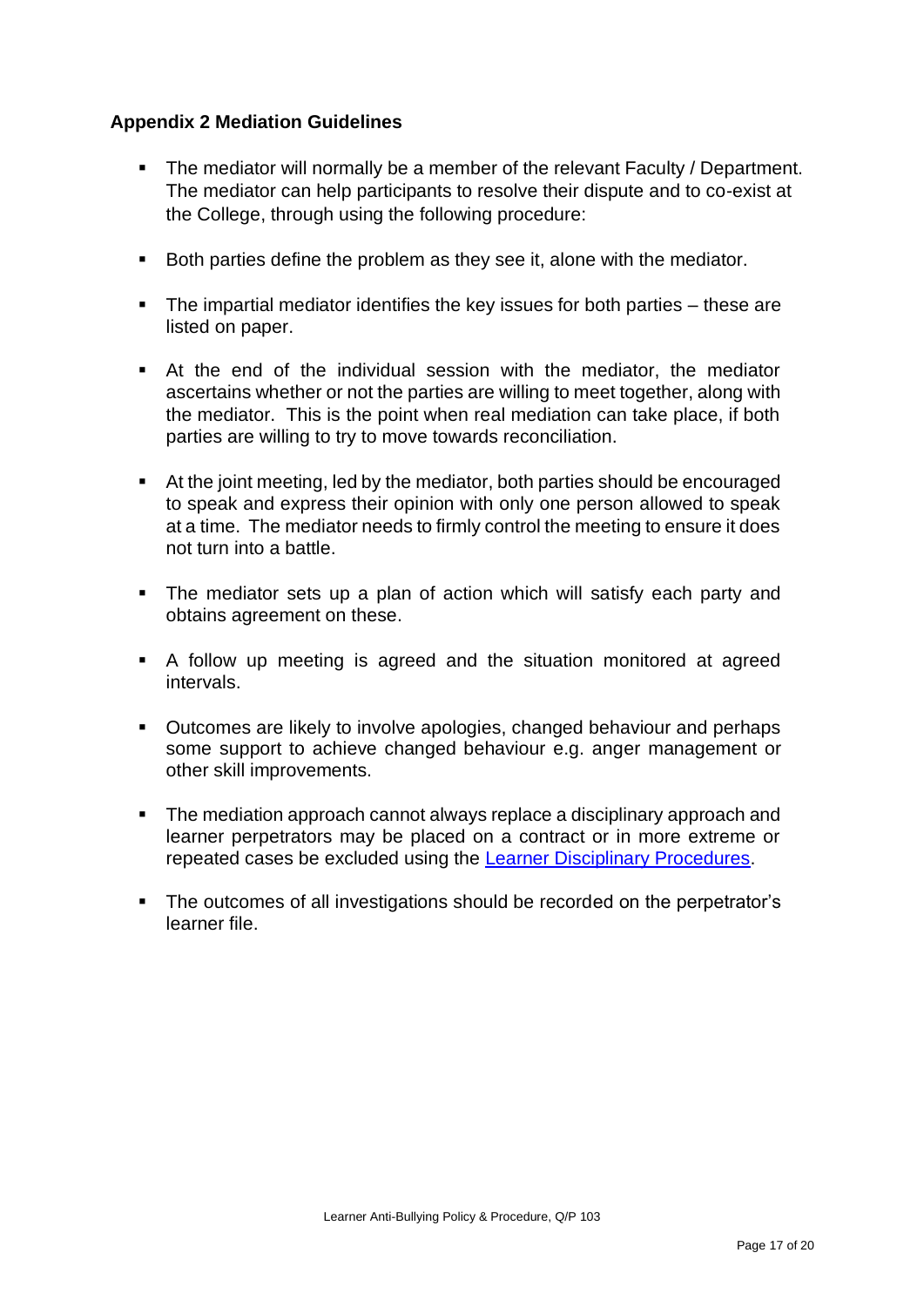### Appendix 2 Mediation Guidelines

- The mediator will normally be a member of the relevant Faculty / Department. The mediator can help participants to resolve their dispute and to co-exist at the College, through using the following procedure:
- Both parties define the problem as they see it, alone with the mediator.
- The impartial mediator identifies the key issues for both parties – these are listed on paper.
- At the end of the individual session with the mediator, the mediator ascertains whether or not the parties are willing to meet together, along with the mediator. This is the point when real mediation can take place, if both parties are willing to try to move towards reconciliation.
- At the joint meeting, led by the mediator, both parties should be encouraged to speak and express their opinion with only one person allowed to speak at a time. The mediator needs to firmly control the meeting to ensure it does not turn into a battle.
- The mediator sets up a plan of action which will satisfy each party and obtains agreement on these.
- A follow up meeting is agreed and the situation monitored at agreed intervals.
- Outcomes are likely to involve apologies, changed behaviour and perhaps some support to achieve changed behaviour e.g. anger management or other skill improvements.
- The mediation approach cannot always replace a disciplinary approach and learner perpetrators may be placed on a contract or in more extreme or repeated cases be excluded using the Learner Disciplinary Procedures.
- The outcomes of all investigations should be recorded on the perpetrator's learner file.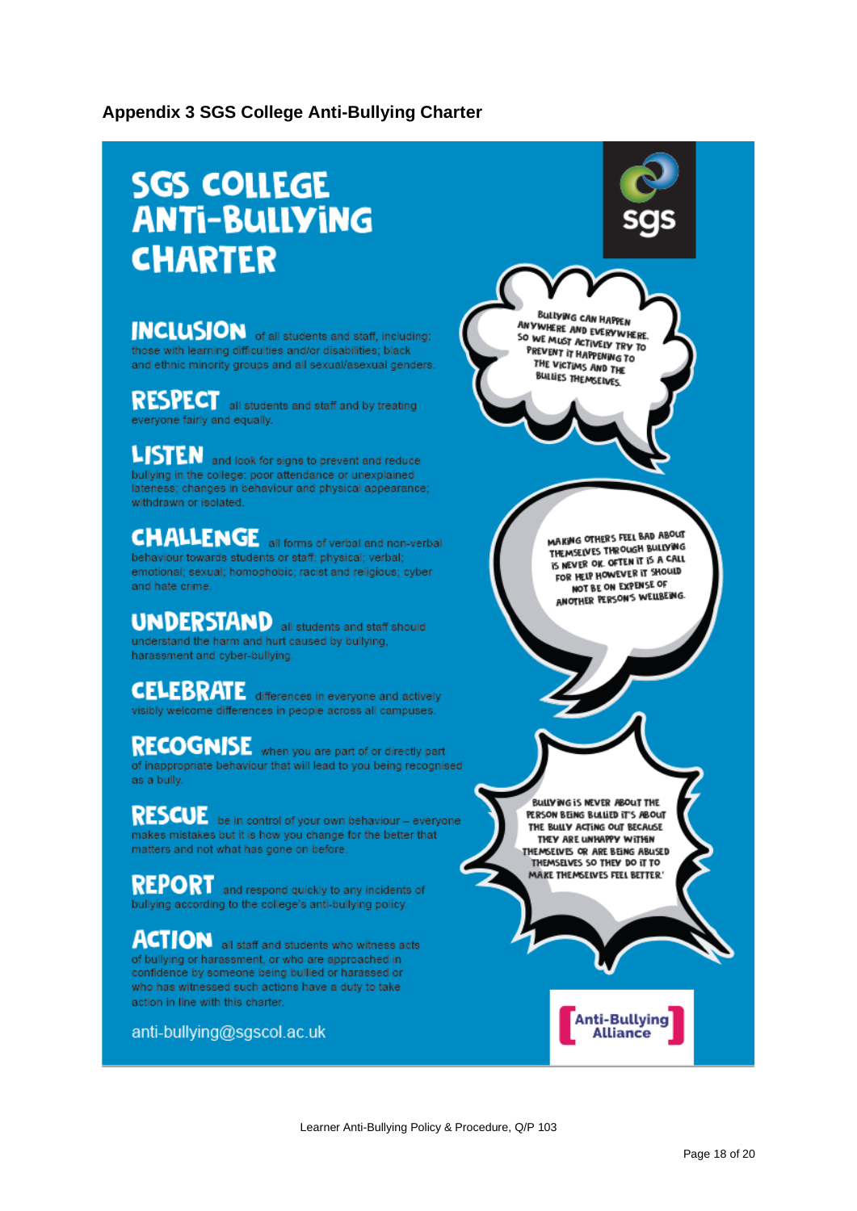## Appendix 3 SGS College Anti-Bullying Charter

# SGS COLLEGE ANTI-BULLYING CHARTER

**INCLUSION** of all students and staff, including: those with learning difficulties and/or disabilities; black and ethnic minority groups and all sexual/asexual genders.

**RESPECT** all students and staff and by treating everyone fairly and equally.

**LISTEN** and look for signs to prevent and reduce bullying in the college: poor attendance or unexplained lateness; changes in behaviour and physical appearance; withdrawn or isolated.

**CHALLENGE** all forms of verbal and non-verbal behaviour towards students or staff: physical; verbal; emotional; sexual; homophobic; racist and religious; cyber and hate crime.

**UNDERSTAND** all students and staff should understand the harm and hurt caused by bullying, harassment and cyber-bullying.

**CELEBRATE** differences in everyone and actively visibly welcome differences in people across all campuses.

**RECOGNISE** when you are part of or directly part of inappropriate behaviour that will lead to you being recognised as a bully.

**RESCUE** be in control of your own behaviour – everyone makes mistakes but it is how you change for the better that matters and not what has gone on before.

**REPORT** and respond quickly to any incidents of bullying according to the college's anti-bullying policy.

**ACTION** all staff and students who witness acts of bullying or harassment, or who are approached in confidence by someone being bullied or harassed or who has witnessed such actions have a duty to take action in line with this charter.

anti-bullying@sgscol.ac.uk

BULLYING CAN HAPPEN ANYWHERE AND EVERYWHERE, SO WE MUST ACTIVELY TRY TO PREVENT IT HAPPENING TO THE VICTIMS AND THE BULLIES THEMSELVES.

MAKING OTHERS FEEL BAD ABOUT THEMSELVES THROUGH BULLYING IS NEVER OK. OFTEN IT IS A CALL FOR HELP HOWEVER IT SHOULD NOT BE ON EXPENSE OF ANOTHER PERSON'S WELLBEING.

BULLYING IS NEVER ABOUT THE PERSON BEING BULLIED IT'S ABOUT THE BULLY ACTING OUT BECAUSE THEY ARE UNHAPPY WITHIN THEMSELVES OR ARE BEING ABUSED THEMSELVES SO THEY DO IT TO MAKE THEMSELVES FEEL BETTER.'

Anti-Bullying Alliance

Learner Anti-Bullying Policy & Procedure, Q/P 103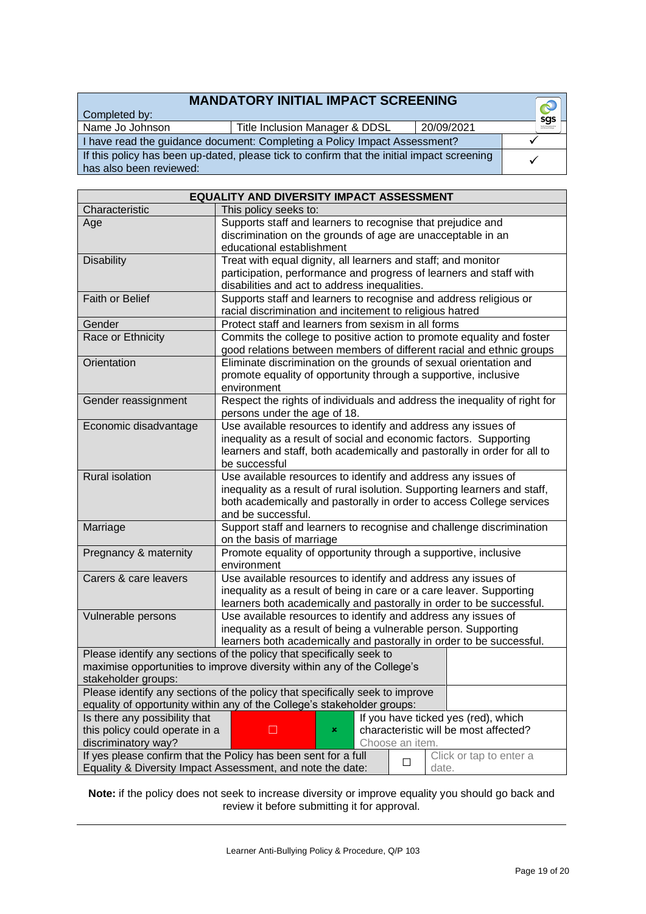| MANDATORY INITIAL IMPACT SCREENING | | | |
|---|---|---|---|
| Completed by: | | | |
| Name Jo Johnson | Title Inclusion Manager & DDSL | 20/09/2021 | |
| I have read the guidance document: Completing a Policy Impact Assessment? | | | ✓ |
| If this policy has been up-dated, please tick to confirm that the initial impact screening has also been reviewed: | | | ✓ |

| EQUALITY AND DIVERSITY IMPACT ASSESSMENT | |
|---|---|
| Characteristic | This policy seeks to: |
| Age | Supports staff and learners to recognise that prejudice and discrimination on the grounds of age are unacceptable in an educational establishment |
| Disability | Treat with equal dignity, all learners and staff; and monitor participation, performance and progress of learners and staff with disabilities and act to address inequalities. |
| Faith or Belief | Supports staff and learners to recognise and address religious or racial discrimination and incitement to religious hatred |
| Gender | Protect staff and learners from sexism in all forms |
| Race or Ethnicity | Commits the college to positive action to promote equality and foster good relations between members of different racial and ethnic groups |
| Orientation | Eliminate discrimination on the grounds of sexual orientation and promote equality of opportunity through a supportive, inclusive environment |
| Gender reassignment | Respect the rights of individuals and address the inequality of right for persons under the age of 18. |
| Economic disadvantage | Use available resources to identify and address any issues of inequality as a result of social and economic factors. Supporting learners and staff, both academically and pastorally in order for all to be successful |
| Rural isolation | Use available resources to identify and address any issues of inequality as a result of rural isolution. Supporting learners and staff, both academically and pastorally in order to access College services and be successful. |
| Marriage | Support staff and learners to recognise and challenge discrimination on the basis of marriage |
| Pregnancy & maternity | Promote equality of opportunity through a supportive, inclusive environment |
| Carers & care leavers | Use available resources to identify and address any issues of inequality as a result of being in care or a care leaver. Supporting learners both academically and pastorally in order to be successful. |
| Vulnerable persons | Use available resources to identify and address any issues of inequality as a result of being a vulnerable person. Supporting learners both academically and pastorally in order to be successful. |

| | |
|---|---|
| Please identify any sections of the policy that specifically seek to maximise opportunities to improve diversity within any of the College's stakeholder groups: | |
| Please identify any sections of the policy that specifically seek to improve equality of opportunity within any of the College's stakeholder groups: | |

| | | | |
|---|---|---|---|
| Is there any possibility that this policy could operate in a discriminatory way? | ☐ | ☒ | If you have ticked yes (red), which characteristic will be most affected? Choose an item. |
| If yes please confirm that the Policy has been sent for a full Equality & Diversity Impact Assessment, and note the date: | | ☐ | Click or tap to enter a date. |

**Note:** if the policy does not seek to increase diversity or improve equality you should go back and review it before submitting it for approval.

Learner Anti-Bullying Policy & Procedure, Q/P 103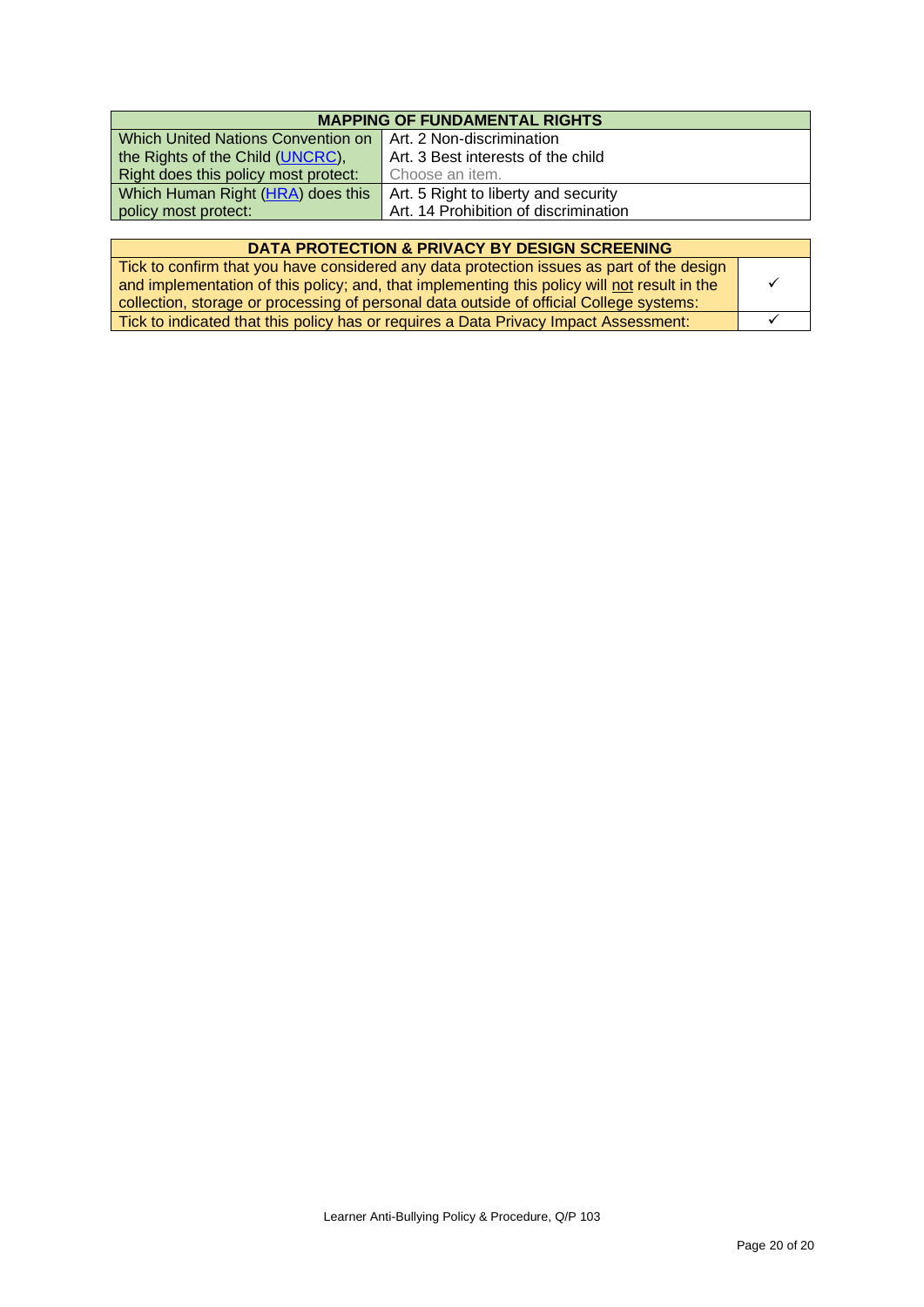| MAPPING OF FUNDAMENTAL RIGHTS | |
|---|---|
| Which United Nations Convention on the Rights of the Child (UNCRC), Right does this policy most protect: | Art. 2 Non-discrimination<br>Art. 3 Best interests of the child<br>Choose an item. |
| Which Human Right (HRA) does this policy most protect: | Art. 5 Right to liberty and security<br>Art. 14 Prohibition of discrimination |

| DATA PROTECTION & PRIVACY BY DESIGN SCREENING | |
|---|---|
| Tick to confirm that you have considered any data protection issues as part of the design and implementation of this policy; and, that implementing this policy will not result in the collection, storage or processing of personal data outside of official College systems: | ✓ |
| Tick to indicated that this policy has or requires a Data Privacy Impact Assessment: | ✓ |